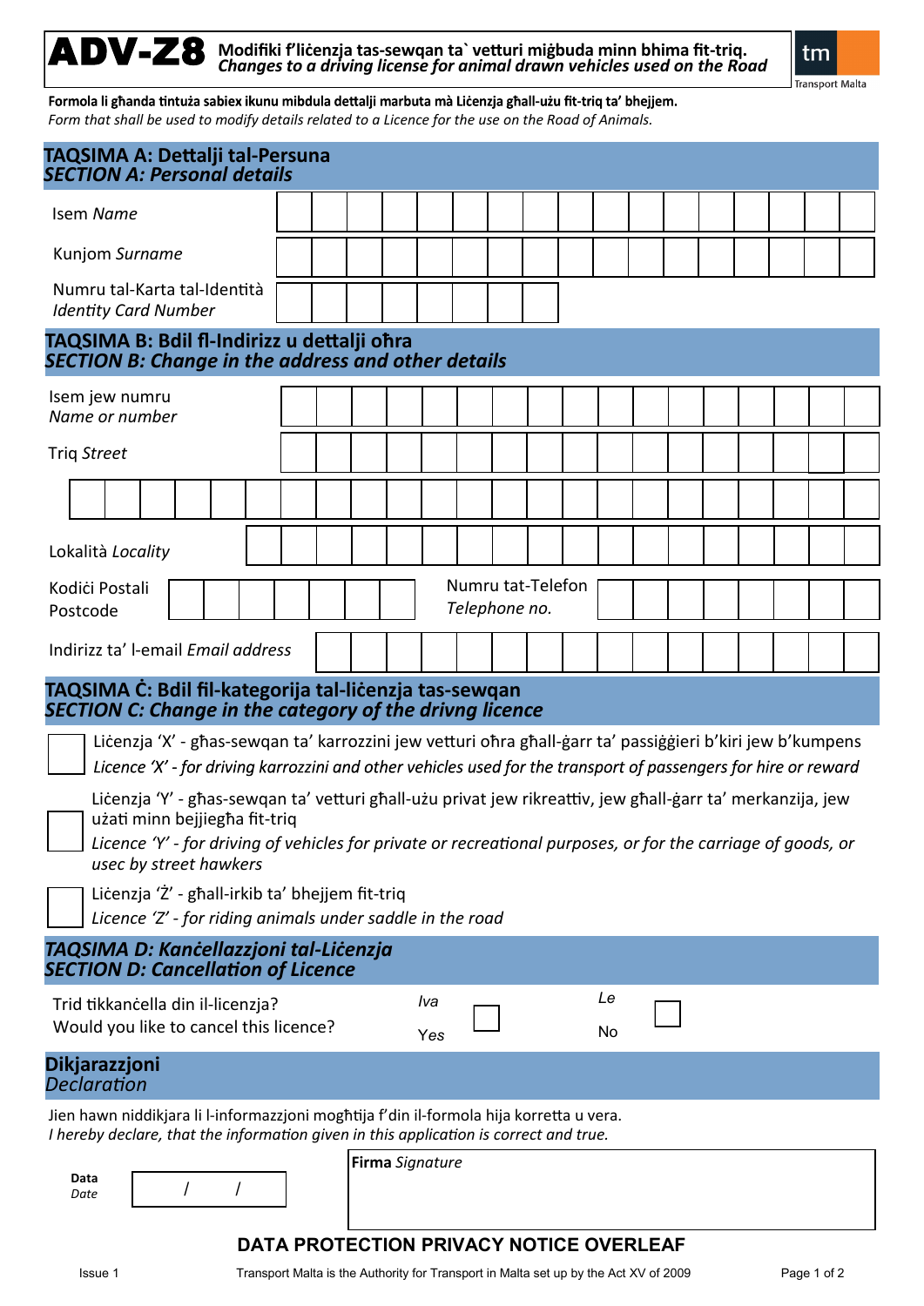# ADV-Z8 Modifiki f'liċenzja tas-sewqan ta` vetturi miġbuda minn bhima fit-triq.
*Changes to a driving license for animal drawn vehicles used on the Road*

tm Transport Malta

**Formola li għanda tintuża sabiex ikunu mibdula dettalji marbuta mà Liċenzja għall-użu fit-triq ta' bhejjem.**
*Form that shall be used to modify details related to a Licence for the use on the Road of Animals.*

## TAQSIMA A: Dettalji tal-Persuna
*SECTION A: Personal details*

Isem *Name*

Kunjom *Surname*

Numru tal-Karta tal-Identità
*Identity Card Number*

## TAQSIMA B: Bdil fl-Indirizz u dettalji oħra
*SECTION B: Change in the address and other details*

Isem jew numru
*Name or number*

Triq *Street*

Lokalità *Locality*

Kodiċi Postali
Postcode

Numru tat-Telefon
*Telephone no.*

Indirizz ta' l-email *Email address*

## TAQSIMA Ċ: Bdil fil-kategorija tal-liċenzja tas-sewqan
*SECTION C: Change in the category of the drivng licence*

☐ Liċenzja 'X' - għas-sewqan ta' karrozzini jew vetturi oħra għall-ġarr ta' passiġġieri b'kiri jew b'kumpens
*Licence 'X' - for driving karrozzini and other vehicles used for the transport of passengers for hire or reward*

☐ Liċenzja 'Y' - għas-sewqan ta' vetturi għall-użu privat jew rikreattiv, jew għall-ġarr ta' merkanzija, jew użati minn bejjiegħa fit-triq
*Licence 'Y' - for driving of vehicles for private or recreational purposes, or for the carriage of goods, or usec by street hawkers*

☐ Liċenzja 'Ż' - għall-irkib ta' bhejjem fit-triq
*Licence 'Z' - for riding animals under saddle in the road*

## TAQSIMA D: Kanċellazzjoni tal-Liċenzja
*SECTION D: Cancellation of Licence*

Trid tikkanċella din il-licenzja?
Would you like to cancel this licence?

*Iva* *Yes* ☐ Le No ☐

## Dikjarazzjoni
*Declaration*

Jien hawn niddikjara li l-informazzjoni mogħtija f'din il-formola hija korretta u vera.
*I hereby declare, that the information given in this application is correct and true.*

**Data** *Date* / /

**Firma** *Signature*

**DATA PROTECTION PRIVACY NOTICE OVERLEAF**

Issue 1

Transport Malta is the Authority for Transport in Malta set up by the Act XV of 2009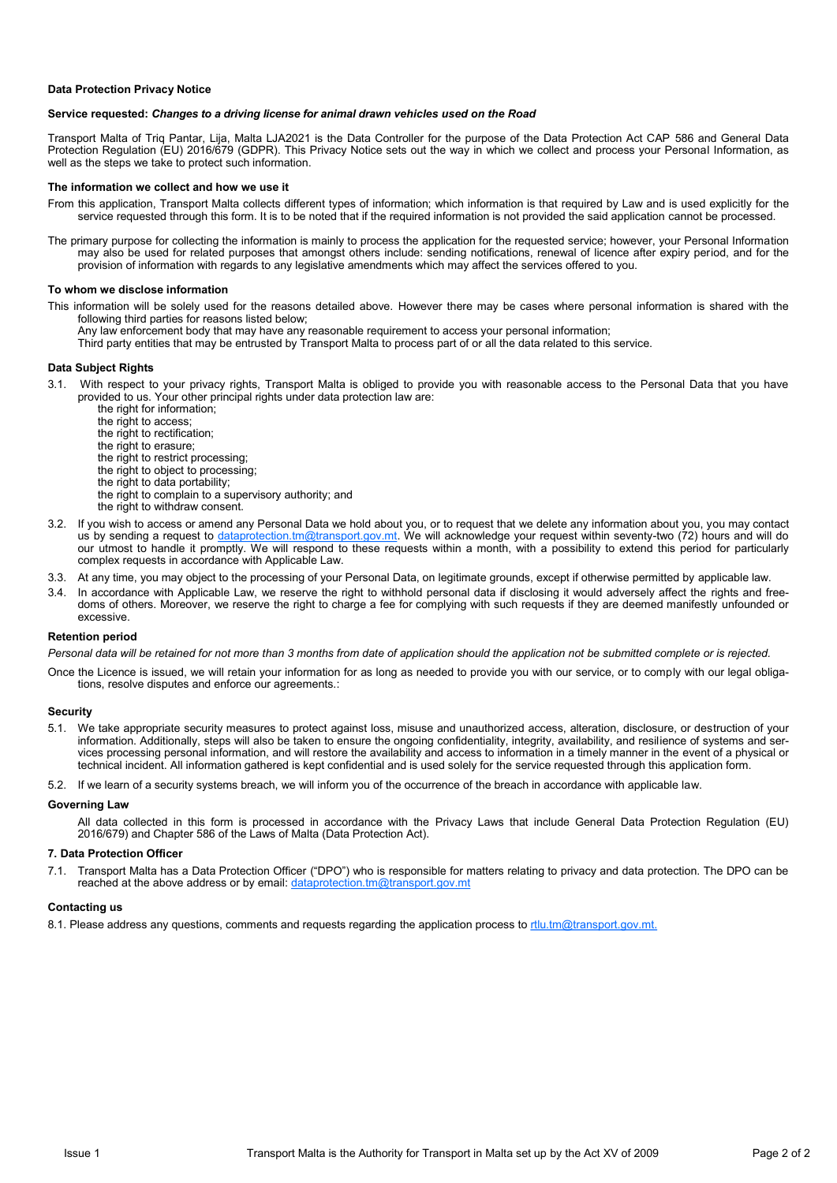**Data Protection Privacy Notice**

**Service requested:** ***Changes to a driving license for animal drawn vehicles used on the Road***

Transport Malta of Triq Pantar, Lija, Malta LJA2021 is the Data Controller for the purpose of the Data Protection Act CAP 586 and General Data Protection Regulation (EU) 2016/679 (GDPR). This Privacy Notice sets out the way in which we collect and process your Personal Information, as well as the steps we take to protect such information.

**The information we collect and how we use it**

From this application, Transport Malta collects different types of information; which information is that required by Law and is used explicitly for the service requested through this form. It is to be noted that if the required information is not provided the said application cannot be processed.

The primary purpose for collecting the information is mainly to process the application for the requested service; however, your Personal Information may also be used for related purposes that amongst others include: sending notifications, renewal of licence after expiry period, and for the provision of information with regards to any legislative amendments which may affect the services offered to you.

**To whom we disclose information**

This information will be solely used for the reasons detailed above. However there may be cases where personal information is shared with the following third parties for reasons listed below;

Any law enforcement body that may have any reasonable requirement to access your personal information;

Third party entities that may be entrusted by Transport Malta to process part of or all the data related to this service.

**Data Subject Rights**

3.1. With respect to your privacy rights, Transport Malta is obliged to provide you with reasonable access to the Personal Data that you have provided to us. Your other principal rights under data protection law are:

- the right for information;
- the right to access;
- the right to rectification;
- the right to erasure;
- the right to restrict processing;
- the right to object to processing;
- the right to data portability;
- the right to complain to a supervisory authority; and
- the right to withdraw consent.

3.2. If you wish to access or amend any Personal Data we hold about you, or to request that we delete any information about you, you may contact us by sending a request to dataprotection.tm@transport.gov.mt. We will acknowledge your request within seventy-two (72) hours and will do our utmost to handle it promptly. We will respond to these requests within a month, with a possibility to extend this period for particularly complex requests in accordance with Applicable Law.

3.3. At any time, you may object to the processing of your Personal Data, on legitimate grounds, except if otherwise permitted by applicable law.

3.4. In accordance with Applicable Law, we reserve the right to withhold personal data if disclosing it would adversely affect the rights and freedoms of others. Moreover, we reserve the right to charge a fee for complying with such requests if they are deemed manifestly unfounded or excessive.

**Retention period**

*Personal data will be retained for not more than 3 months from date of application should the application not be submitted complete or is rejected.*

Once the Licence is issued, we will retain your information for as long as needed to provide you with our service, or to comply with our legal obligations, resolve disputes and enforce our agreements.:

**Security**

5.1. We take appropriate security measures to protect against loss, misuse and unauthorized access, alteration, disclosure, or destruction of your information. Additionally, steps will also be taken to ensure the ongoing confidentiality, integrity, availability, and resilience of systems and services processing personal information, and will restore the availability and access to information in a timely manner in the event of a physical or technical incident. All information gathered is kept confidential and is used solely for the service requested through this application form.

5.2. If we learn of a security systems breach, we will inform you of the occurrence of the breach in accordance with applicable law.

**Governing Law**

All data collected in this form is processed in accordance with the Privacy Laws that include General Data Protection Regulation (EU) 2016/679) and Chapter 586 of the Laws of Malta (Data Protection Act).

**7. Data Protection Officer**

7.1. Transport Malta has a Data Protection Officer ("DPO") who is responsible for matters relating to privacy and data protection. The DPO can be reached at the above address or by email: dataprotection.tm@transport.gov.mt

**Contacting us**

8.1. Please address any questions, comments and requests regarding the application process to rtlu.tm@transport.gov.mt.

Issue 1 — Transport Malta is the Authority for Transport in Malta set up by the Act XV of 2009